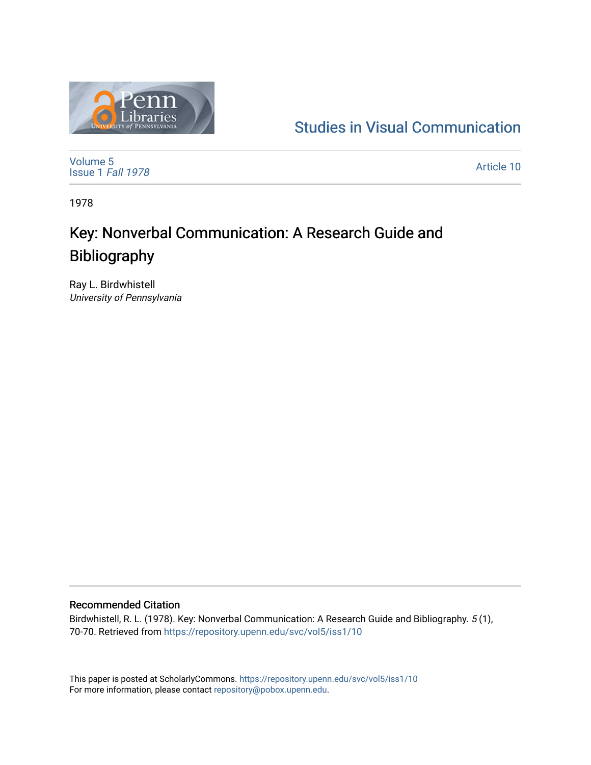Studies in Visual Communication

Volume 5
Issue 1 *Fall 1978*

Article 10

1978

# Key: Nonverbal Communication: A Research Guide and Bibliography

Ray L. Birdwhistell
*University of Pennsylvania*

## Recommended Citation

Birdwhistell, R. L. (1978). Key: Nonverbal Communication: A Research Guide and Bibliography. *5* (1), 70-70. Retrieved from https://repository.upenn.edu/svc/vol5/iss1/10

This paper is posted at ScholarlyCommons. https://repository.upenn.edu/svc/vol5/iss1/10
For more information, please contact repository@pobox.upenn.edu.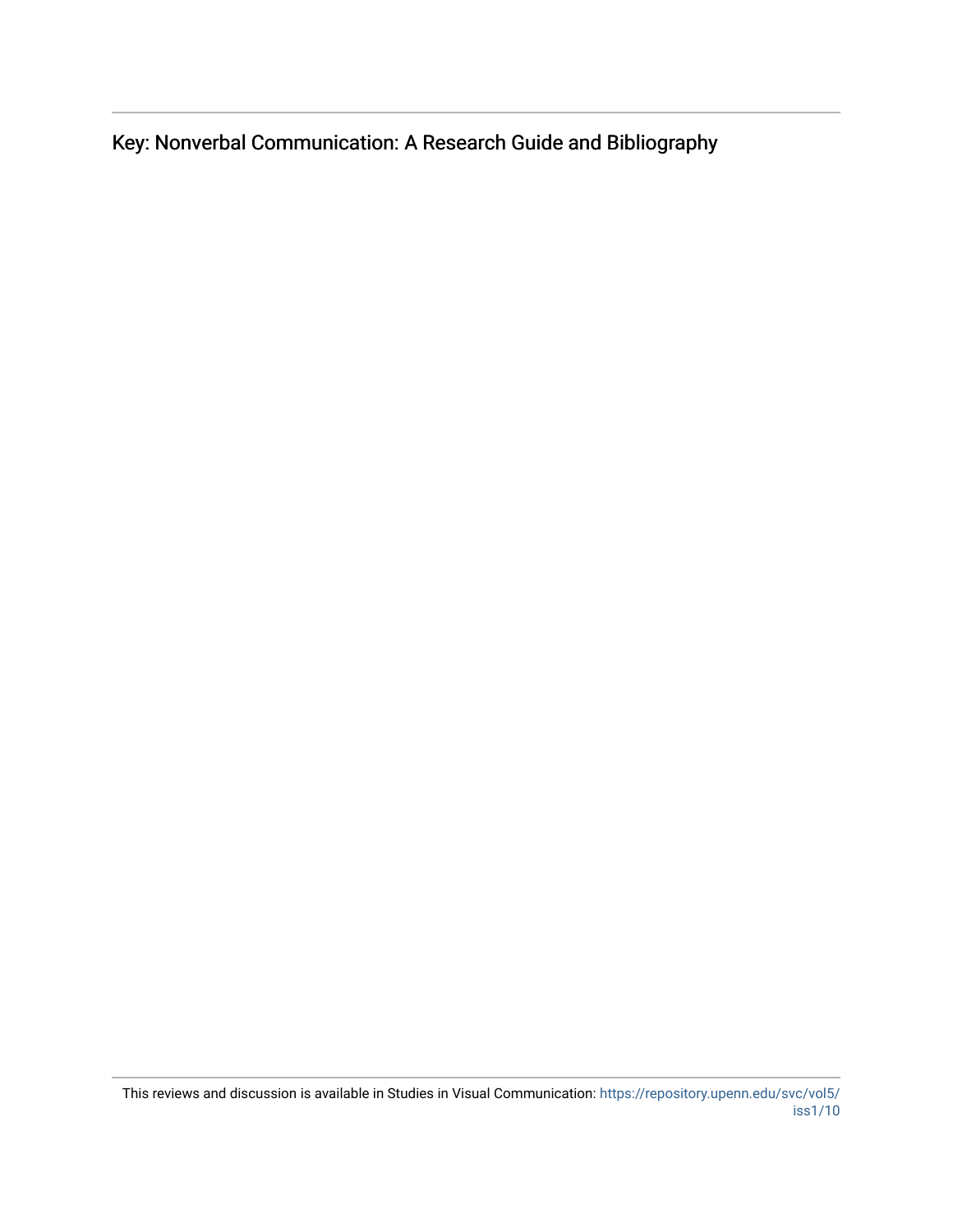Key: Nonverbal Communication: A Research Guide and Bibliography

This reviews and discussion is available in Studies in Visual Communication: https://repository.upenn.edu/svc/vol5/iss1/10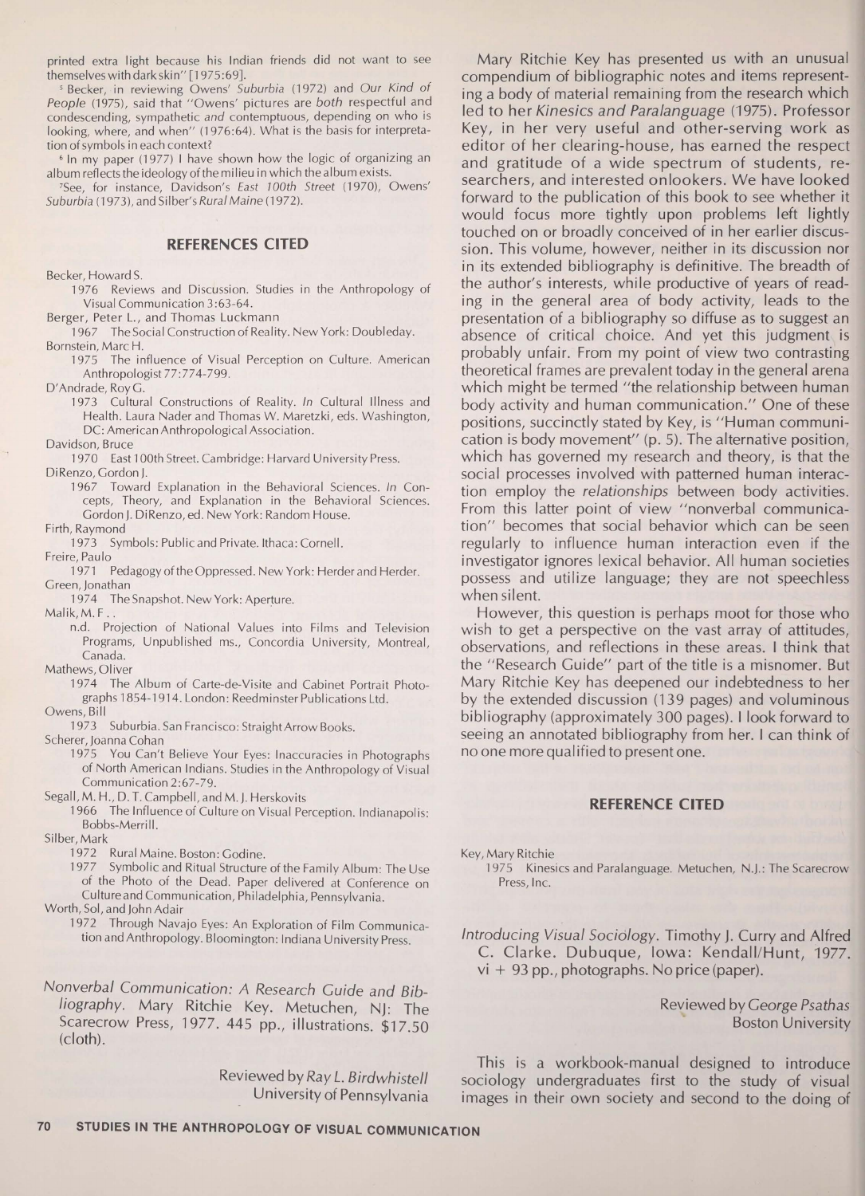printed extra light because his Indian friends did not want to see themselves with dark skin" [1975:69].

[5] Becker, in reviewing Owens' *Suburbia* (1972) and *Our Kind of People* (1975), said that "Owens' pictures are *both* respectful and condescending, sympathetic *and* contemptuous, depending on who is looking, where, and when" (1976:64). What is the basis for interpretation of symbols in each context?

[6] In my paper (1977) I have shown how the logic of organizing an album reflects the ideology of the milieu in which the album exists.

[7] See, for instance, Davidson's *East 100th Street* (1970), Owens' *Suburbia* (1973), and Silber's *Rural Maine* (1972).

## REFERENCES CITED

Becker, Howard S.
 1976 Reviews and Discussion. Studies in the Anthropology of Visual Communication 3:63-64.

Berger, Peter L., and Thomas Luckmann
 1967 The Social Construction of Reality. New York: Doubleday.

Bornstein, Marc H.
 1975 The influence of Visual Perception on Culture. American Anthropologist 77:774-799.

D'Andrade, Roy G.
 1973 Cultural Constructions of Reality. *In* Cultural Illness and Health. Laura Nader and Thomas W. Maretzki, eds. Washington, DC: American Anthropological Association.

Davidson, Bruce
 1970 East 100th Street. Cambridge: Harvard University Press.

DiRenzo, Gordon J.
 1967 Toward Explanation in the Behavioral Sciences. *In* Concepts, Theory, and Explanation in the Behavioral Sciences. Gordon J. DiRenzo, ed. New York: Random House.

Firth, Raymond
 1973 Symbols: Public and Private. Ithaca: Cornell.

Freire, Paulo
 1971 Pedagogy of the Oppressed. New York: Herder and Herder.

Green, Jonathan
 1974 The Snapshot. New York: Aperture.

Malik, M. F..
 n.d. Projection of National Values into Films and Television Programs, Unpublished ms., Concordia University, Montreal, Canada.

Mathews, Oliver
 1974 The Album of Carte-de-Visite and Cabinet Portrait Photographs 1854-1914. London: Reedminster Publications Ltd.

Owens, Bill
 1973 Suburbia. San Francisco: Straight Arrow Books.

Scherer, Joanna Cohan
 1975 You Can't Believe Your Eyes: Inaccuracies in Photographs of North American Indians. Studies in the Anthropology of Visual Communication 2:67-79.

Segall, M. H., D. T. Campbell, and M. J. Herskovits
 1966 The Influence of Culture on Visual Perception. Indianapolis: Bobbs-Merrill.

Silber, Mark
 1972 Rural Maine. Boston: Godine.
 1977 Symbolic and Ritual Structure of the Family Album: The Use of the Photo of the Dead. Paper delivered at Conference on Culture and Communication, Philadelphia, Pennsylvania.

Worth, Sol, and John Adair
 1972 Through Navajo Eyes: An Exploration of Film Communication and Anthropology. Bloomington: Indiana University Press.

*Nonverbal Communication: A Research Guide and Bibliography.* Mary Ritchie Key. Metuchen, NJ: The Scarecrow Press, 1977. 445 pp., illustrations. $17.50 (cloth).

Reviewed by *Ray L. Birdwhistell*
University of Pennsylvania

Mary Ritchie Key has presented us with an unusual compendium of bibliographic notes and items representing a body of material remaining from the research which led to her *Kinesics and Paralanguage* (1975). Professor Key, in her very useful and other-serving work as editor of her clearing-house, has earned the respect and gratitude of a wide spectrum of students, researchers, and interested onlookers. We have looked forward to the publication of this book to see whether it would focus more tightly upon problems left lightly touched on or broadly conceived of in her earlier discussion. This volume, however, neither in its discussion nor in its extended bibliography is definitive. The breadth of the author's interests, while productive of years of reading in the general area of body activity, leads to the presentation of a bibliography so diffuse as to suggest an absence of critical choice. And yet this judgment is probably unfair. From my point of view two contrasting theoretical frames are prevalent today in the general arena which might be termed "the relationship between human body activity and human communication." One of these positions, succinctly stated by Key, is "Human communication is body movement" (p. 5). The alternative position, which has governed my research and theory, is that the social processes involved with patterned human interaction employ the *relationships* between body activities. From this latter point of view "nonverbal communication" becomes that social behavior which can be seen regularly to influence human interaction even if the investigator ignores lexical behavior. All human societies possess and utilize language; they are not speechless when silent.

However, this question is perhaps moot for those who wish to get a perspective on the vast array of attitudes, observations, and reflections in these areas. I think that the "Research Guide" part of the title is a misnomer. But Mary Ritchie Key has deepened our indebtedness to her by the extended discussion (139 pages) and voluminous bibliography (approximately 300 pages). I look forward to seeing an annotated bibliography from her. I can think of no one more qualified to present one.

## REFERENCE CITED

Key, Mary Ritchie
 1975 Kinesics and Paralanguage. Metuchen, N.J.: The Scarecrow Press, Inc.

*Introducing Visual Sociology.* Timothy J. Curry and Alfred C. Clarke. Dubuque, Iowa: Kendall/Hunt, 1977. vi + 93 pp., photographs. No price (paper).

Reviewed by *George Psathas*
Boston University

This is a workbook-manual designed to introduce sociology undergraduates first to the study of visual images in their own society and second to the doing of